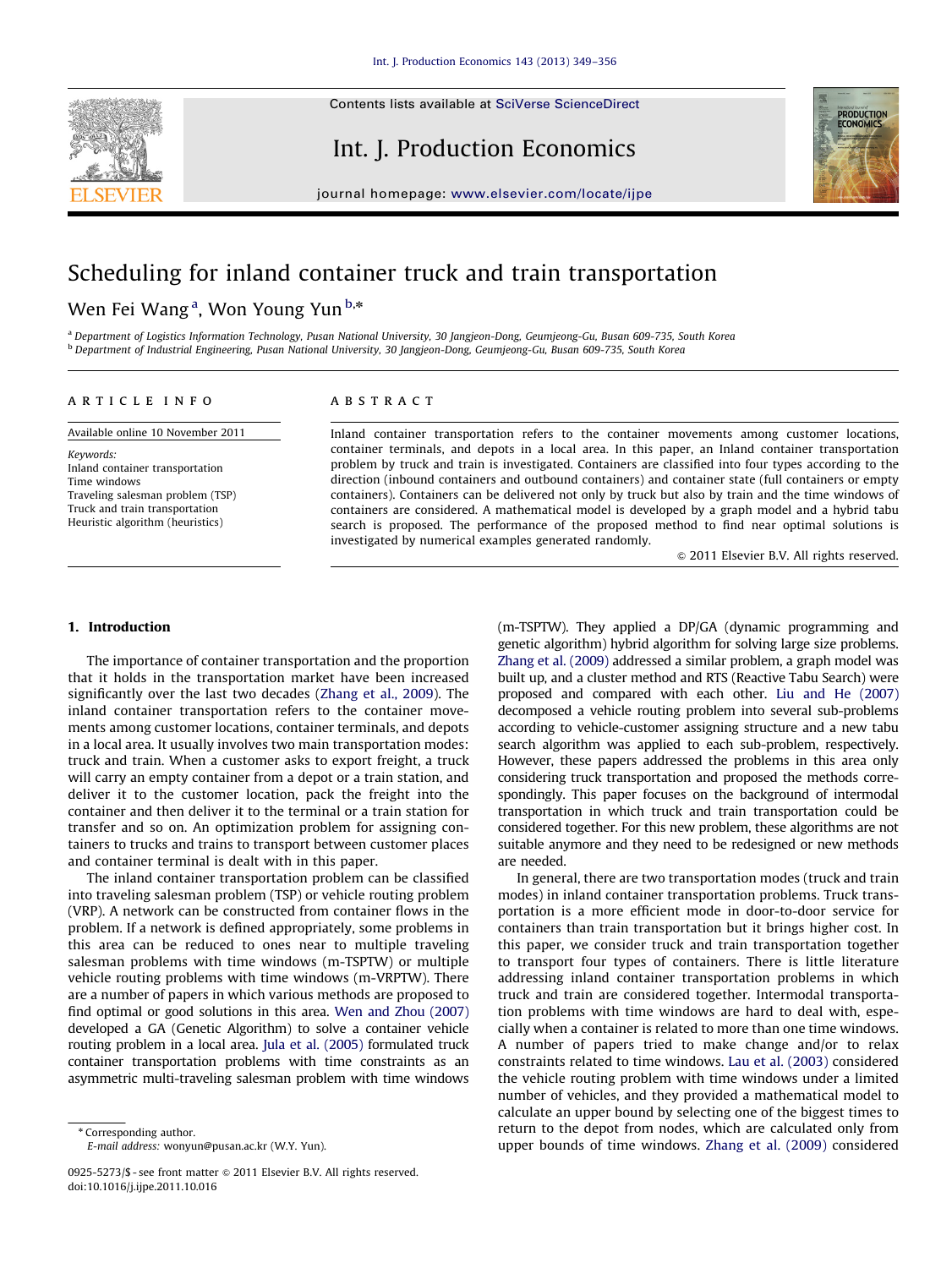# Scheduling for inland container truck and train transportation

Wen Fei Wang [a], Won Young Yun [b,*]

[a] Department of Logistics Information Technology, Pusan National University, 30 Jangjeon-Dong, Geumjeong-Gu, Busan 609-735, South Korea
[b] Department of Industrial Engineering, Pusan National University, 30 Jangjeon-Dong, Geumjeong-Gu, Busan 609-735, South Korea

## ARTICLE INFO

Available online 10 November 2011

*Keywords:*
Inland container transportation
Time windows
Traveling salesman problem (TSP)
Truck and train transportation
Heuristic algorithm (heuristics)

## ABSTRACT

Inland container transportation refers to the container movements among customer locations, container terminals, and depots in a local area. In this paper, an Inland container transportation problem by truck and train is investigated. Containers are classified into four types according to the direction (inbound containers and outbound containers) and container state (full containers or empty containers). Containers can be delivered not only by truck but also by train and the time windows of containers are considered. A mathematical model is developed by a graph model and a hybrid tabu search is proposed. The performance of the proposed method to find near optimal solutions is investigated by numerical examples generated randomly.

© 2011 Elsevier B.V. All rights reserved.

## 1. Introduction

The importance of container transportation and the proportion that it holds in the transportation market have been increased significantly over the last two decades (Zhang et al., 2009). The inland container transportation refers to the container movements among customer locations, container terminals, and depots in a local area. It usually involves two main transportation modes: truck and train. When a customer asks to export freight, a truck will carry an empty container from a depot or a train station, and deliver it to the customer location, pack the freight into the container and then deliver it to the terminal or a train station for transfer and so on. An optimization problem for assigning containers to trucks and trains to transport between customer places and container terminal is dealt with in this paper.

The inland container transportation problem can be classified into traveling salesman problem (TSP) or vehicle routing problem (VRP). A network can be constructed from container flows in the problem. If a network is defined appropriately, some problems in this area can be reduced to ones near to multiple traveling salesman problems with time windows (m-TSPTW) or multiple vehicle routing problems with time windows (m-VRPTW). There are a number of papers in which various methods are proposed to find optimal or good solutions in this area. Wen and Zhou (2007) developed a GA (Genetic Algorithm) to solve a container vehicle routing problem in a local area. Jula et al. (2005) formulated truck container transportation problems with time constraints as an asymmetric multi-traveling salesman problem with time windows (m-TSPTW). They applied a DP/GA (dynamic programming and genetic algorithm) hybrid algorithm for solving large size problems. Zhang et al. (2009) addressed a similar problem, a graph model was built up, and a cluster method and RTS (Reactive Tabu Search) were proposed and compared with each other. Liu and He (2007) decomposed a vehicle routing problem into several sub-problems according to vehicle-customer assigning structure and a new tabu search algorithm was applied to each sub-problem, respectively. However, these papers addressed the problems in this area only considering truck transportation and proposed the methods correspondingly. This paper focuses on the background of intermodal transportation in which truck and train transportation could be considered together. For this new problem, these algorithms are not suitable anymore and they need to be redesigned or new methods are needed.

In general, there are two transportation modes (truck and train modes) in inland container transportation problems. Truck transportation is a more efficient mode in door-to-door service for containers than train transportation but it brings higher cost. In this paper, we consider truck and train transportation together to transport four types of containers. There is little literature addressing inland container transportation problems in which truck and train are considered together. Intermodal transportation problems with time windows are hard to deal with, especially when a container is related to more than one time windows. A number of papers tried to make change and/or to relax constraints related to time windows. Lau et al. (2003) considered the vehicle routing problem with time windows under a limited number of vehicles, and they provided a mathematical model to calculate an upper bound by selecting one of the biggest times to return to the depot from nodes, which are calculated only from upper bounds of time windows. Zhang et al. (2009) considered

* Corresponding author.
E-mail address: wonyun@pusan.ac.kr (W.Y. Yun).

0925-5273/$ - see front matter © 2011 Elsevier B.V. All rights reserved.
doi:10.1016/j.ijpe.2011.10.016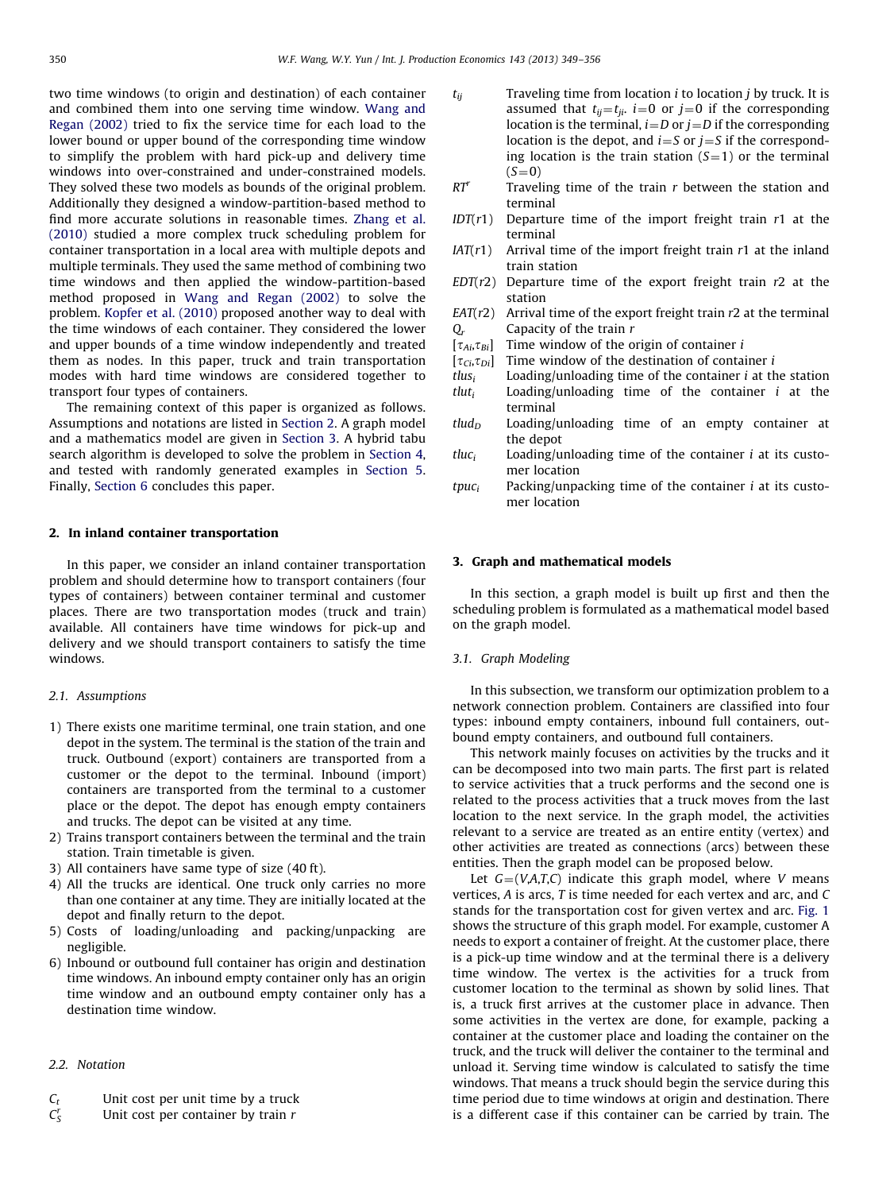two time windows (to origin and destination) of each container and combined them into one serving time window. Wang and Regan (2002) tried to fix the service time for each load to the lower bound or upper bound of the corresponding time window to simplify the problem with hard pick-up and delivery time windows into over-constrained and under-constrained models. They solved these two models as bounds of the original problem. Additionally they designed a window-partition-based method to find more accurate solutions in reasonable times. Zhang et al. (2010) studied a more complex truck scheduling problem for container transportation in a local area with multiple depots and multiple terminals. They used the same method of combining two time windows and then applied the window-partition-based method proposed in Wang and Regan (2002) to solve the problem. Kopfer et al. (2010) proposed another way to deal with the time windows of each container. They considered the lower and upper bounds of a time window independently and treated them as nodes. In this paper, truck and train transportation modes with hard time windows are considered together to transport four types of containers.

The remaining context of this paper is organized as follows. Assumptions and notations are listed in Section 2. A graph model and a mathematics model are given in Section 3. A hybrid tabu search algorithm is developed to solve the problem in Section 4, and tested with randomly generated examples in Section 5. Finally, Section 6 concludes this paper.

## 2. In inland container transportation

In this paper, we consider an inland container transportation problem and should determine how to transport containers (four types of containers) between container terminal and customer places. There are two transportation modes (truck and train) available. All containers have time windows for pick-up and delivery and we should transport containers to satisfy the time windows.

### 2.1. Assumptions

1) There exists one maritime terminal, one train station, and one depot in the system. The terminal is the station of the train and truck. Outbound (export) containers are transported from a customer or the depot to the terminal. Inbound (import) containers are transported from the terminal to a customer place or the depot. The depot has enough empty containers and trucks. The depot can be visited at any time.
2) Trains transport containers between the terminal and the train station. Train timetable is given.
3) All containers have same type of size (40 ft).
4) All the trucks are identical. One truck only carries no more than one container at any time. They are initially located at the depot and finally return to the depot.
5) Costs of loading/unloading and packing/unpacking are negligible.
6) Inbound or outbound full container has origin and destination time windows. An inbound empty container only has an origin time window and an outbound empty container only has a destination time window.

### 2.2. Notation

- $C_t$ Unit cost per unit time by a truck
- $C_S^r$ Unit cost per container by train $r$
- $t_{ij}$ Traveling time from location $i$ to location $j$ by truck. It is assumed that $t_{ij}=t_{ji}$. $i=0$ or $j=0$ if the corresponding location is the terminal, $i=D$ or $j=D$ if the corresponding location is the depot, and $i=S$ or $j=S$ if the corresponding location is the train station ($S=1$) or the terminal ($S=0$)
- $RT^r$ Traveling time of the train $r$ between the station and terminal
- $IDT(r1)$ Departure time of the import freight train $r1$ at the terminal
- $IAT(r1)$ Arrival time of the import freight train $r1$ at the inland train station
- $EDT(r2)$ Departure time of the export freight train $r2$ at the station
- $EAT(r2)$ Arrival time of the export freight train $r2$ at the terminal
- $Q_r$ Capacity of the train $r$
- $[\tau_{Ai},\tau_{Bi}]$ Time window of the origin of container $i$
- $[\tau_{Ci},\tau_{Di}]$ Time window of the destination of container $i$
- $tlus_i$ Loading/unloading time of the container $i$ at the station
- $tlut_i$ Loading/unloading time of the container $i$ at the terminal
- $tlud_D$ Loading/unloading time of an empty container at the depot
- $tluc_i$ Loading/unloading time of the container $i$ at its customer location
- $tpuc_i$ Packing/unpacking time of the container $i$ at its customer location

## 3. Graph and mathematical models

In this section, a graph model is built up first and then the scheduling problem is formulated as a mathematical model based on the graph model.

### 3.1. Graph Modeling

In this subsection, we transform our optimization problem to a network connection problem. Containers are classified into four types: inbound empty containers, inbound full containers, outbound empty containers, and outbound full containers.

This network mainly focuses on activities by the trucks and it can be decomposed into two main parts. The first part is related to service activities that a truck performs and the second one is related to the process activities that a truck moves from the last location to the next service. In the graph model, the activities relevant to a service are treated as an entire entity (vertex) and other activities are treated as connections (arcs) between these entities. Then the graph model can be proposed below.

Let $G=(V,A,T,C)$ indicate this graph model, where $V$ means vertices, $A$ is arcs, $T$ is time needed for each vertex and arc, and $C$ stands for the transportation cost for given vertex and arc. Fig. 1 shows the structure of this graph model. For example, customer A needs to export a container of freight. At the customer place, there is a pick-up time window and at the terminal there is a delivery time window. The vertex is the activities for a truck from customer location to the terminal as shown by solid lines. That is, a truck first arrives at the customer place in advance. Then some activities in the vertex are done, for example, packing a container at the customer place and loading the container on the truck, and the truck will deliver the container to the terminal and unload it. Serving time window is calculated to satisfy the time windows. That means a truck should begin the service during this time period due to time windows at origin and destination. There is a different case if this container can be carried by train. The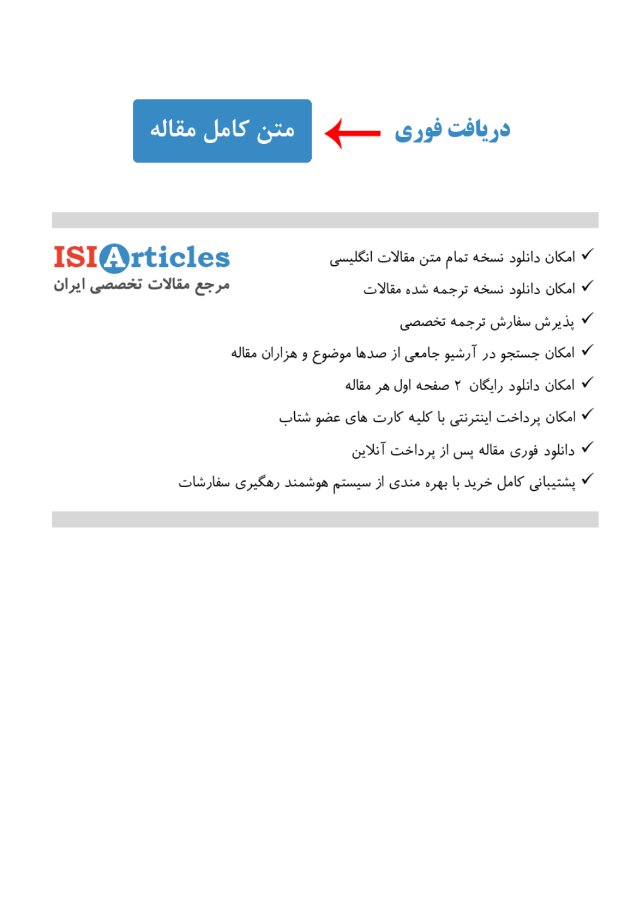دریافت فوری ← متن کامل مقاله

**ISIArticles**
مرجع مقالات تخصصی ایران

- ✓ امکان دانلود نسخه تمام متن مقالات انگلیسی
- ✓ امکان دانلود نسخه ترجمه شده مقالات
- ✓ پذیرش سفارش ترجمه تخصصی
- ✓ امکان جستجو در آرشیو جامعی از صدها موضوع و هزاران مقاله
- ✓ امکان دانلود رایگان ۲ صفحه اول هر مقاله
- ✓ امکان پرداخت اینترنتی با کلیه کارت های عضو شتاب
- ✓ دانلود فوری مقاله پس از پرداخت آنلاین
- ✓ پشتیبانی کامل خرید با بهره مندی از سیستم هوشمند رهگیری سفارشات